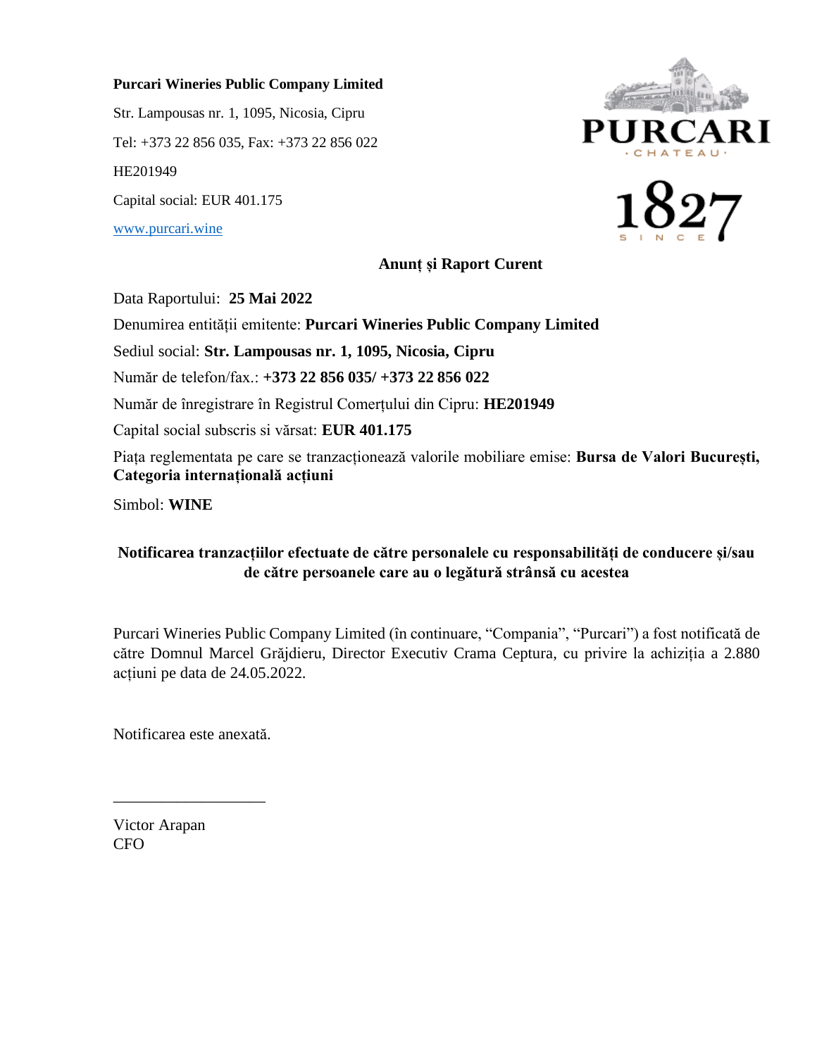**Purcari Wineries Public Company Limited**

Str. Lampousas nr. 1, 1095, Nicosia, Cipru

Tel: +373 22 856 035, Fax: +373 22 856 022

HE201949

Capital social: EUR 401.175

[www.purcari.wine](www.purcari.wine)

**Anunț și Raport Curent**

Data Raportului: **25 Mai 2022**

Denumirea entității emitente: **Purcari Wineries Public Company Limited**

Sediul social: **Str. Lampousas nr. 1, 1095, Nicosia, Cipru**

Număr de telefon/fax.: **+373 22 856 035/ +373 22 856 022**

Număr de înregistrare în Registrul Comerțului din Cipru: **HE201949**

Capital social subscris si vărsat: **EUR 401.175**

Piața reglementata pe care se tranzacționează valorile mobiliare emise: **Bursa de Valori București, Categoria internațională acțiuni**

Simbol: **WINE**

**Notificarea tranzacțiilor efectuate de către personalele cu responsabilități de conducere și/sau de către persoanele care au o legătură strânsă cu acestea**

Purcari Wineries Public Company Limited (în continuare, "Compania", "Purcari") a fost notificată de către Domnul Marcel Grăjdieru, Director Executiv Crama Ceptura, cu privire la achiziția a 2.880 acțiuni pe data de 24.05.2022.

Notificarea este anexată.

___________________

Victor Arapan
CFO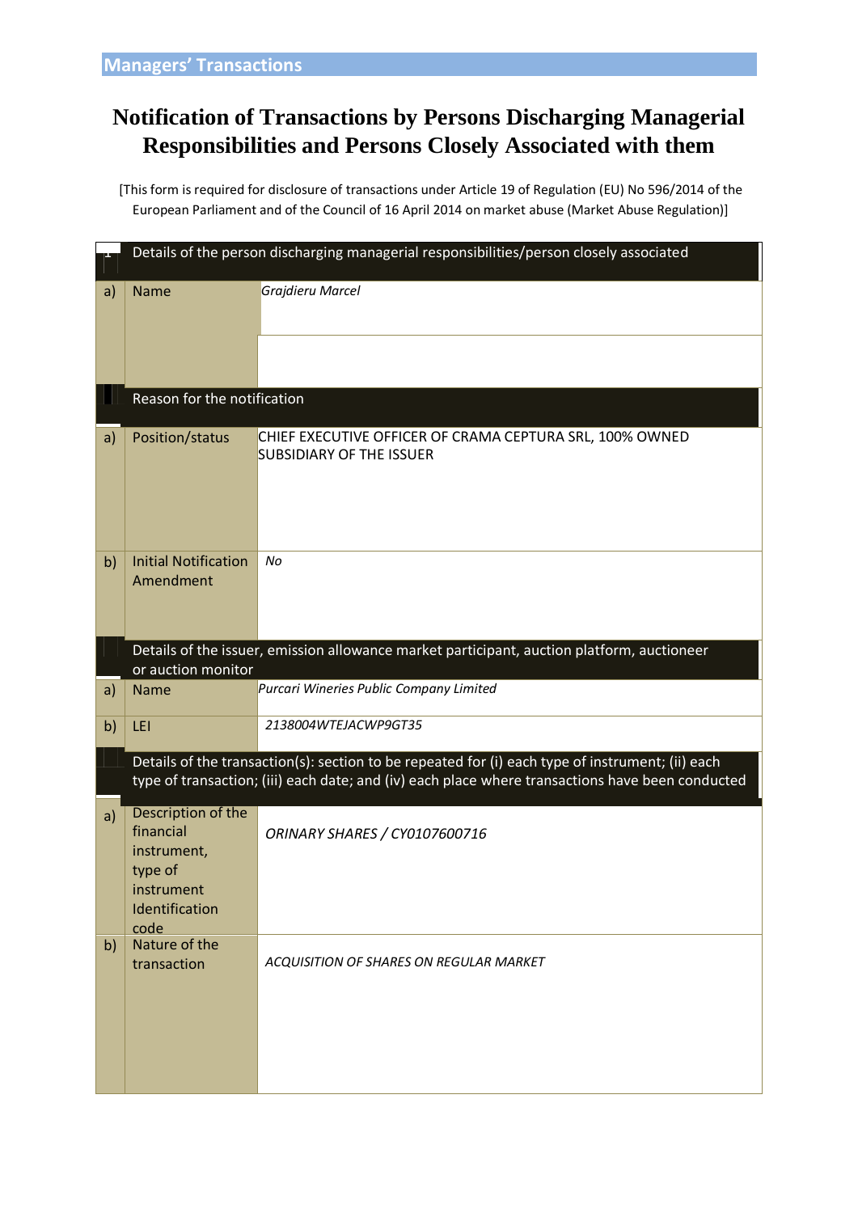Managers' Transactions

# Notification of Transactions by Persons Discharging Managerial Responsibilities and Persons Closely Associated with them

[This form is required for disclosure of transactions under Article 19 of Regulation (EU) No 596/2014 of the European Parliament and of the Council of 16 April 2014 on market abuse (Market Abuse Regulation)]

| | | |
|---|---|---|
| 1 | Details of the person discharging managerial responsibilities/person closely associated | |
| a) | Name | *Grajdieru Marcel* |
| | Reason for the notification | |
| a) | Position/status | CHIEF EXECUTIVE OFFICER OF CRAMA CEPTURA SRL, 100% OWNED SUBSIDIARY OF THE ISSUER |
| b) | Initial Notification Amendment | *No* |
| | Details of the issuer, emission allowance market participant, auction platform, auctioneer or auction monitor | |
| a) | Name | *Purcari Wineries Public Company Limited* |
| b) | LEI | *2138004WTEJACWP9GT35* |
| | Details of the transaction(s): section to be repeated for (i) each type of instrument; (ii) each type of transaction; (iii) each date; and (iv) each place where transactions have been conducted | |
| a) | Description of the financial instrument, type of instrument Identification code | *ORINARY SHARES / CY0107600716* |
| b) | Nature of the transaction | *ACQUISITION OF SHARES ON REGULAR MARKET* |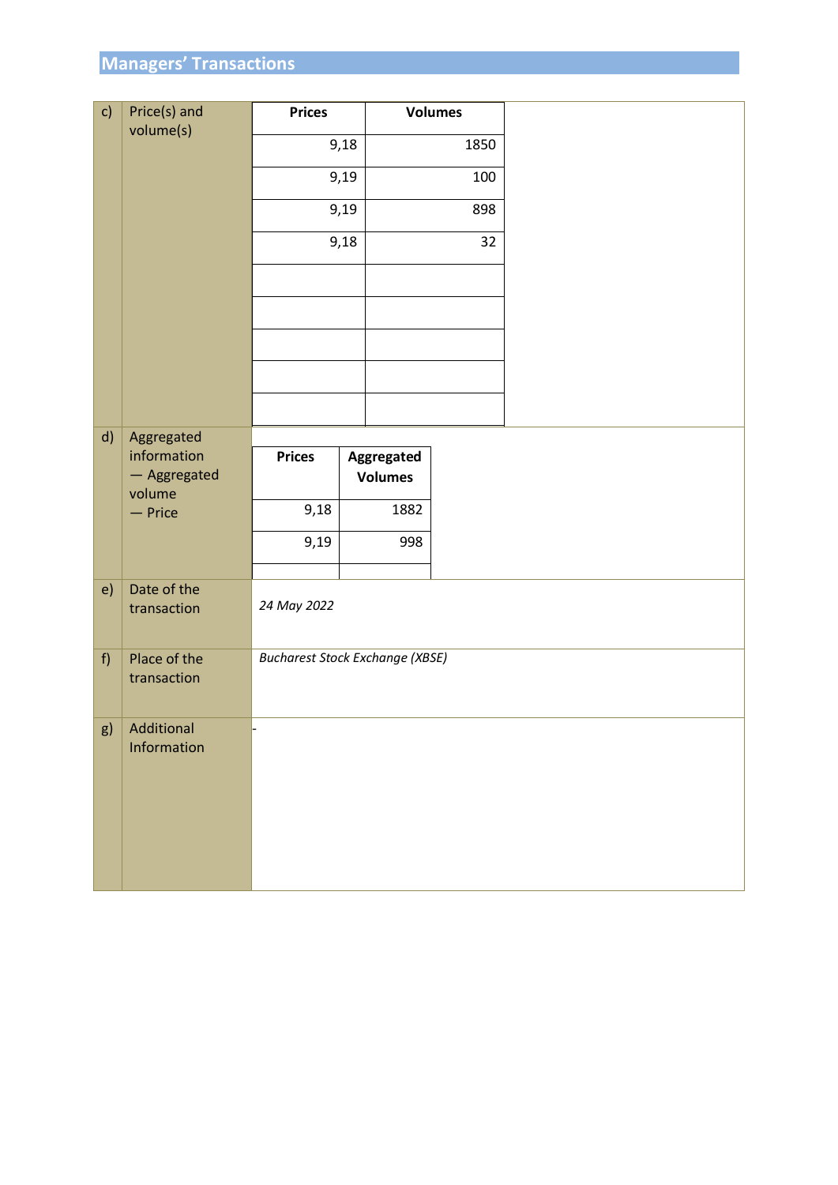## Managers' Transactions

| | | |
|---|---|---|
| c) | Price(s) and volume(s) | |

| Prices | Volumes |
|---|---|
| 9,18 | 1850 |
| 9,19 | 100 |
| 9,19 | 898 |
| 9,18 | 32 |
| | |
| | |
| | |
| | |
| | |

| | | |
|---|---|---|
| d) | Aggregated information — Aggregated volume — Price | |

| Prices | Aggregated Volumes |
|---|---|
| 9,18 | 1882 |
| 9,19 | 998 |
| | |

| | | |
|---|---|---|
| e) | Date of the transaction | *24 May 2022* |
| f) | Place of the transaction | *Bucharest Stock Exchange (XBSE)* |
| g) | Additional Information | - |